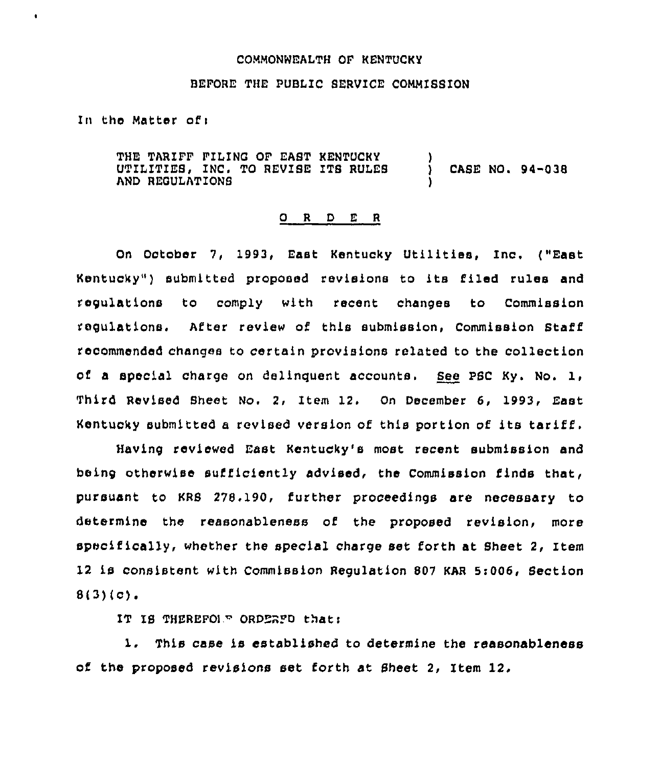COMMONWEALTH OF KENTUCKY

BEFORE THE PUBLIC SERVICE COMMISSION

In the Matter of:

THE TARIFF FILING OF EAST KENTUCKY UTILITIES, INC. TO REVISE ITS RULES AND REGULATIONS ) CASE NO. 94-038

O R D E R

On October 7, 1993, East Kentucky Utilities, Inc. ("East Kentucky") submitted proposed revisions to its filed rules and regulations to comply with recent changes to Commission regulations. After review of this submission, Commission Staff recommended changes to certain provisions related to the collection of a special charge on delinquent accounts. *See* PSC Ky. No. 1, Third Revised Sheet No. 2, Item 12. On December 6, 1993, East Kentucky submitted a revised version of this portion of its tariff.

Having reviewed East Kentucky's most recent submission and being otherwise sufficiently advised, the Commission finds that, pursuant to KRS 278.190, further proceedings are necessary to determine the reasonableness of the proposed revision, more specifically, whether the special charge set forth at Sheet 2, Item 12 is consistent with Commission Regulation 807 KAR 5:006, Section 8(3)(c).

IT IS THEREFORE ORDERED that:

1. This case is established to determine the reasonableness of the proposed revisions set forth at Sheet 2, Item 12.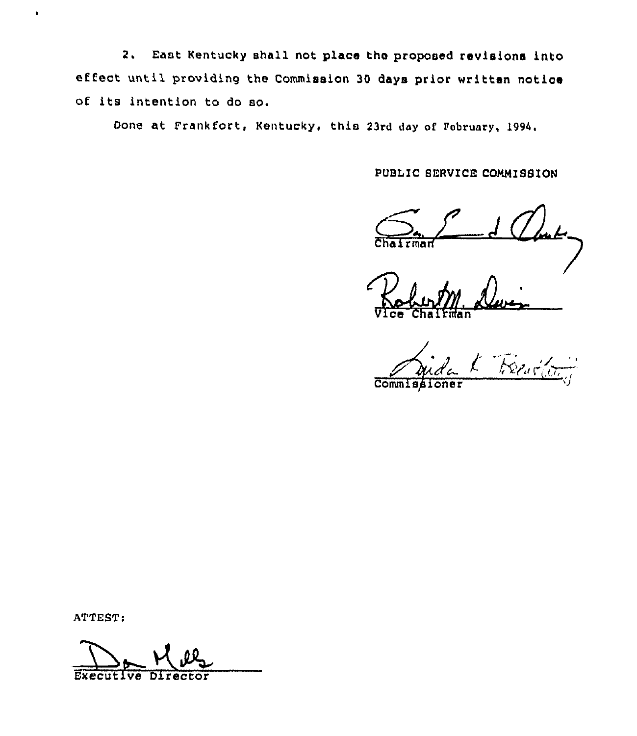2. East Kentucky shall not place the proposed revisions into effect until providing the Commission 30 days prior written notice of its intention to do so.

Done at Frankfort, Kentucky, this 23rd day of February, 1994.

PUBLIC SERVICE COMMISSION

Chairman

Vice Chairman

Commissioner

ATTEST:

Executive Director